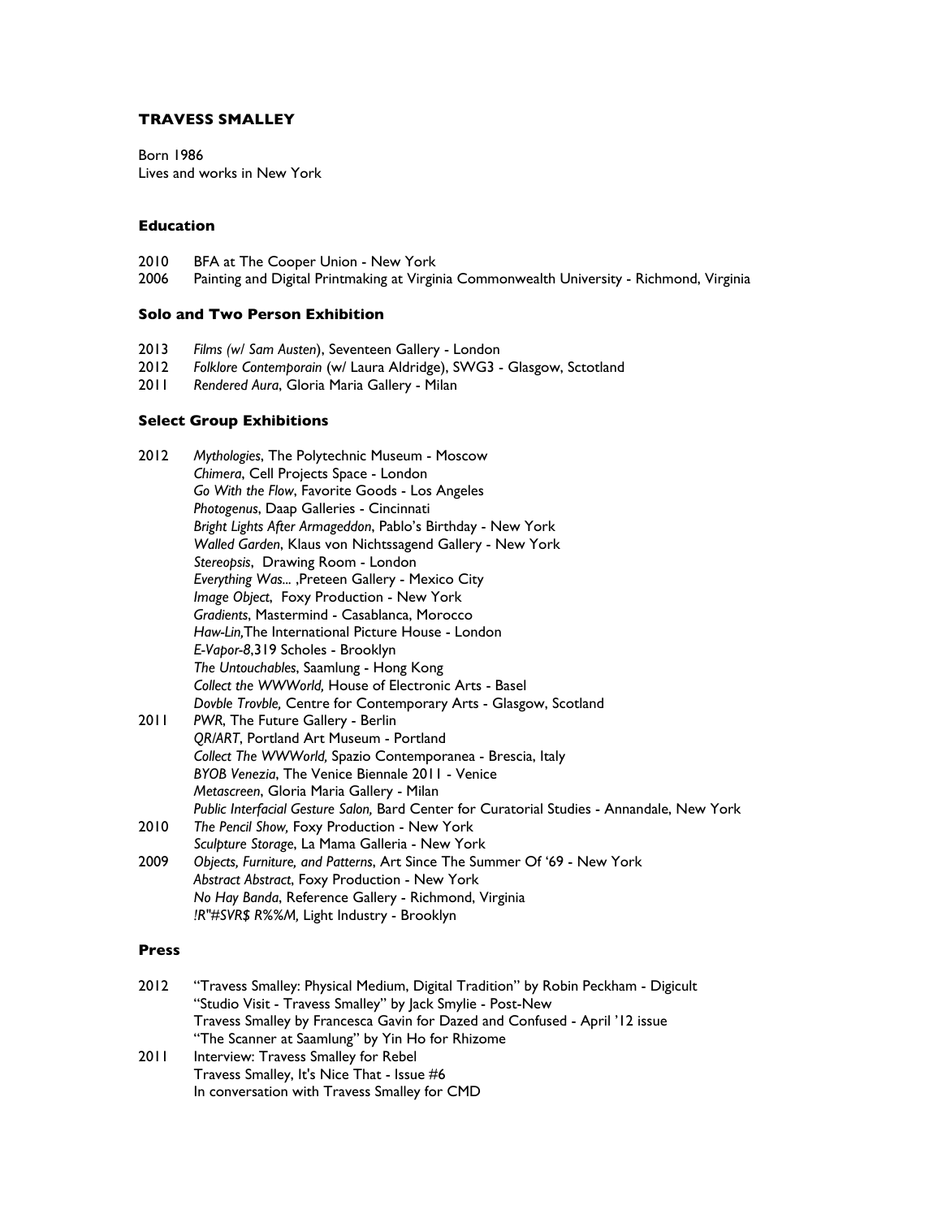# TRAVESS SMALLEY

Born 1986
Lives and works in New York

## Education

2010 BFA at The Cooper Union - New York
2006 Painting and Digital Printmaking at Virginia Commonwealth University - Richmond, Virginia

## Solo and Two Person Exhibition

2013 *Films (w/ Sam Austen*), Seventeen Gallery - London
2012 *Folklore Contemporain* (w/ Laura Aldridge), SWG3 - Glasgow, Sctotland
2011 *Rendered Aura*, Gloria Maria Gallery - Milan

## Select Group Exhibitions

2012 *Mythologies*, The Polytechnic Museum - Moscow
*Chimera*, Cell Projects Space - London
*Go With the Flow*, Favorite Goods - Los Angeles
*Photogenus*, Daap Galleries - Cincinnati
*Bright Lights After Armageddon*, Pablo's Birthday - New York
*Walled Garden*, Klaus von Nichtssagend Gallery - New York
*Stereopsis*, Drawing Room - London
*Everything Was...* ,Preteen Gallery - Mexico City
*Image Object*, Foxy Production - New York
*Gradients*, Mastermind - Casablanca, Morocco
*Haw-Lin,*The International Picture House - London
*E-Vapor-8*,319 Scholes - Brooklyn
*The Untouchables*, Saamlung - Hong Kong
*Collect the WWWorld,* House of Electronic Arts - Basel
*Dovble Trovble,* Centre for Contemporary Arts - Glasgow, Scotland

2011 *PWR*, The Future Gallery - Berlin
*QR/ART*, Portland Art Museum - Portland
*Collect The WWWorld,* Spazio Contemporanea - Brescia, Italy
*BYOB Venezia*, The Venice Biennale 2011 - Venice
*Metascreen*, Gloria Maria Gallery - Milan
*Public Interfacial Gesture Salon,* Bard Center for Curatorial Studies - Annandale, New York

2010 *The Pencil Show,* Foxy Production - New York
*Sculpture Storage*, La Mama Galleria - New York

2009 *Objects, Furniture, and Patterns*, Art Since The Summer Of '69 - New York
*Abstract Abstract*, Foxy Production - New York
*No Hay Banda*, Reference Gallery - Richmond, Virginia
*!R"#SVR$ R%%M,* Light Industry - Brooklyn

## Press

2012 "Travess Smalley: Physical Medium, Digital Tradition" by Robin Peckham - Digicult
"Studio Visit - Travess Smalley" by Jack Smylie - Post-New
Travess Smalley by Francesca Gavin for Dazed and Confused - April '12 issue
"The Scanner at Saamlung" by Yin Ho for Rhizome

2011 Interview: Travess Smalley for Rebel
Travess Smalley, It's Nice That - Issue #6
In conversation with Travess Smalley for CMD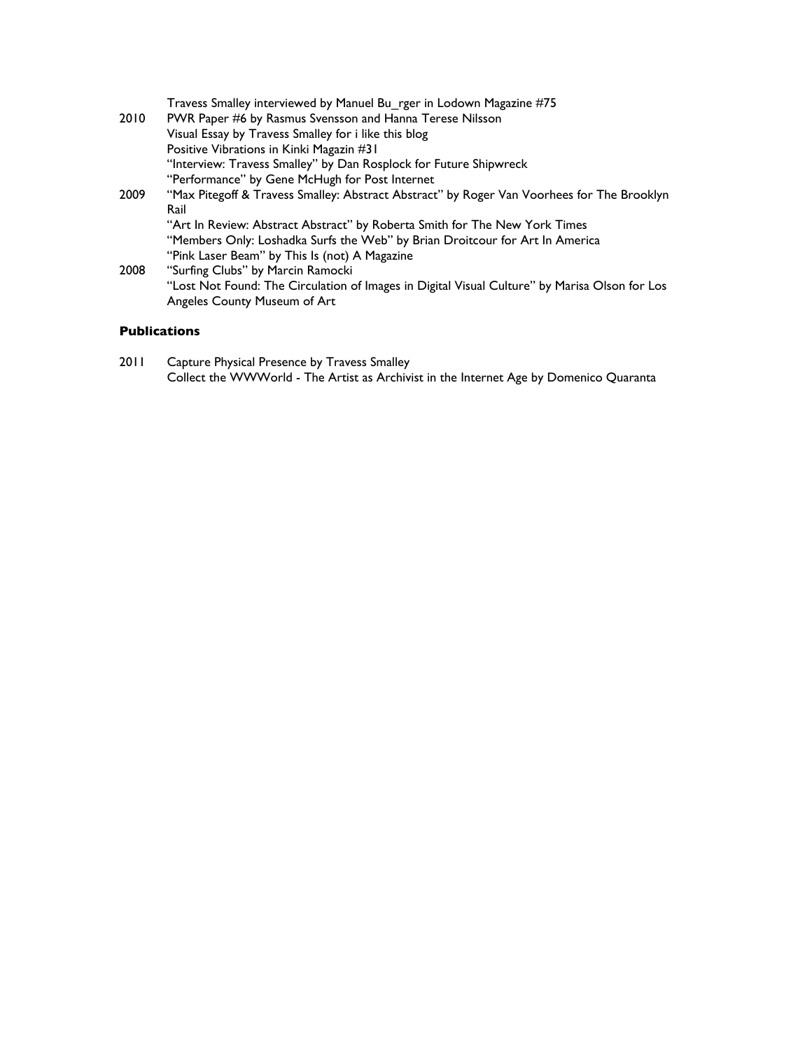Travess Smalley interviewed by Manuel Bu_rger in Lodown Magazine #75

2010 PWR Paper #6 by Rasmus Svensson and Hanna Terese Nilsson
Visual Essay by Travess Smalley for i like this blog
Positive Vibrations in Kinki Magazin #31
"Interview: Travess Smalley" by Dan Rosplock for Future Shipwreck
"Performance" by Gene McHugh for Post Internet

2009 "Max Pitegoff & Travess Smalley: Abstract Abstract" by Roger Van Voorhees for The Brooklyn Rail
"Art In Review: Abstract Abstract" by Roberta Smith for The New York Times
"Members Only: Loshadka Surfs the Web" by Brian Droitcour for Art In America
"Pink Laser Beam" by This Is (not) A Magazine

2008 "Surfing Clubs" by Marcin Ramocki
"Lost Not Found: The Circulation of Images in Digital Visual Culture" by Marisa Olson for Los Angeles County Museum of Art

**Publications**

2011 Capture Physical Presence by Travess Smalley
Collect the WWWorld - The Artist as Archivist in the Internet Age by Domenico Quaranta